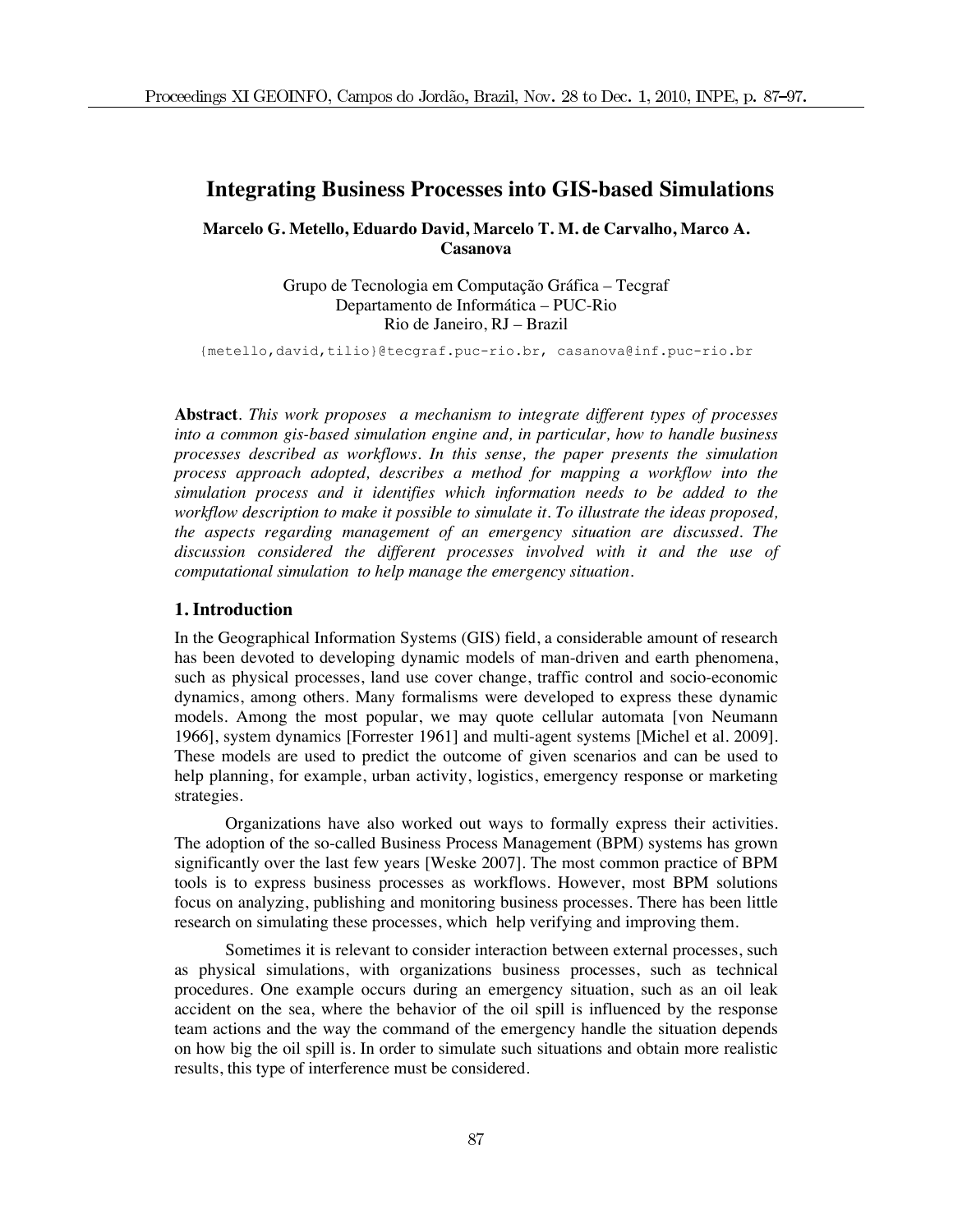# Integrating Business Processes into GIS-based Simulations

**Marcelo G. Metello, Eduardo David, Marcelo T. M. de Carvalho, Marco A. Casanova**

Grupo de Tecnologia em Computação Gráfica – Tecgraf
Departamento de Informática – PUC-Rio
Rio de Janeiro, RJ – Brazil

{metello,david,tilio}@tecgraf.puc-rio.br, casanova@inf.puc-rio.br

**Abstract**. *This work proposes a mechanism to integrate different types of processes into a common gis-based simulation engine and, in particular, how to handle business processes described as workflows. In this sense, the paper presents the simulation process approach adopted, describes a method for mapping a workflow into the simulation process and it identifies which information needs to be added to the workflow description to make it possible to simulate it. To illustrate the ideas proposed, the aspects regarding management of an emergency situation are discussed. The discussion considered the different processes involved with it and the use of computational simulation to help manage the emergency situation.*

## 1. Introduction

In the Geographical Information Systems (GIS) field, a considerable amount of research has been devoted to developing dynamic models of man-driven and earth phenomena, such as physical processes, land use cover change, traffic control and socio-economic dynamics, among others. Many formalisms were developed to express these dynamic models. Among the most popular, we may quote cellular automata [von Neumann 1966], system dynamics [Forrester 1961] and multi-agent systems [Michel et al. 2009]. These models are used to predict the outcome of given scenarios and can be used to help planning, for example, urban activity, logistics, emergency response or marketing strategies.

Organizations have also worked out ways to formally express their activities. The adoption of the so-called Business Process Management (BPM) systems has grown significantly over the last few years [Weske 2007]. The most common practice of BPM tools is to express business processes as workflows. However, most BPM solutions focus on analyzing, publishing and monitoring business processes. There has been little research on simulating these processes, which help verifying and improving them.

Sometimes it is relevant to consider interaction between external processes, such as physical simulations, with organizations business processes, such as technical procedures. One example occurs during an emergency situation, such as an oil leak accident on the sea, where the behavior of the oil spill is influenced by the response team actions and the way the command of the emergency handle the situation depends on how big the oil spill is. In order to simulate such situations and obtain more realistic results, this type of interference must be considered.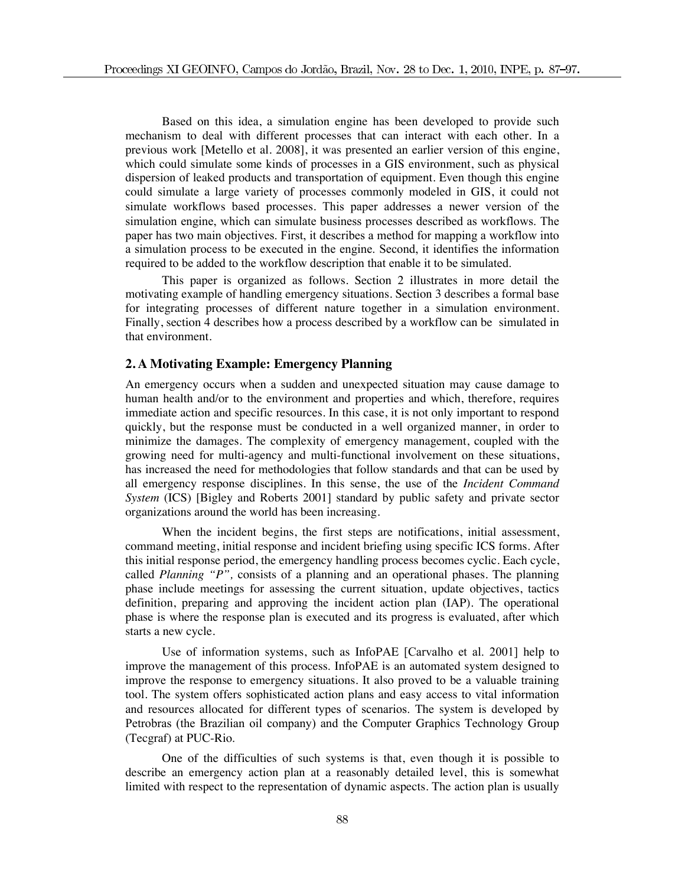Based on this idea, a simulation engine has been developed to provide such mechanism to deal with different processes that can interact with each other. In a previous work [Metello et al. 2008], it was presented an earlier version of this engine, which could simulate some kinds of processes in a GIS environment, such as physical dispersion of leaked products and transportation of equipment. Even though this engine could simulate a large variety of processes commonly modeled in GIS, it could not simulate workflows based processes. This paper addresses a newer version of the simulation engine, which can simulate business processes described as workflows. The paper has two main objectives. First, it describes a method for mapping a workflow into a simulation process to be executed in the engine. Second, it identifies the information required to be added to the workflow description that enable it to be simulated.

This paper is organized as follows. Section 2 illustrates in more detail the motivating example of handling emergency situations. Section 3 describes a formal base for integrating processes of different nature together in a simulation environment. Finally, section 4 describes how a process described by a workflow can be simulated in that environment.

## 2. A Motivating Example: Emergency Planning

An emergency occurs when a sudden and unexpected situation may cause damage to human health and/or to the environment and properties and which, therefore, requires immediate action and specific resources. In this case, it is not only important to respond quickly, but the response must be conducted in a well organized manner, in order to minimize the damages. The complexity of emergency management, coupled with the growing need for multi-agency and multi-functional involvement on these situations, has increased the need for methodologies that follow standards and that can be used by all emergency response disciplines. In this sense, the use of the *Incident Command System* (ICS) [Bigley and Roberts 2001] standard by public safety and private sector organizations around the world has been increasing.

When the incident begins, the first steps are notifications, initial assessment, command meeting, initial response and incident briefing using specific ICS forms. After this initial response period, the emergency handling process becomes cyclic. Each cycle, called *Planning "P"*, consists of a planning and an operational phases. The planning phase include meetings for assessing the current situation, update objectives, tactics definition, preparing and approving the incident action plan (IAP). The operational phase is where the response plan is executed and its progress is evaluated, after which starts a new cycle.

Use of information systems, such as InfoPAE [Carvalho et al. 2001] help to improve the management of this process. InfoPAE is an automated system designed to improve the response to emergency situations. It also proved to be a valuable training tool. The system offers sophisticated action plans and easy access to vital information and resources allocated for different types of scenarios. The system is developed by Petrobras (the Brazilian oil company) and the Computer Graphics Technology Group (Tecgraf) at PUC-Rio.

One of the difficulties of such systems is that, even though it is possible to describe an emergency action plan at a reasonably detailed level, this is somewhat limited with respect to the representation of dynamic aspects. The action plan is usually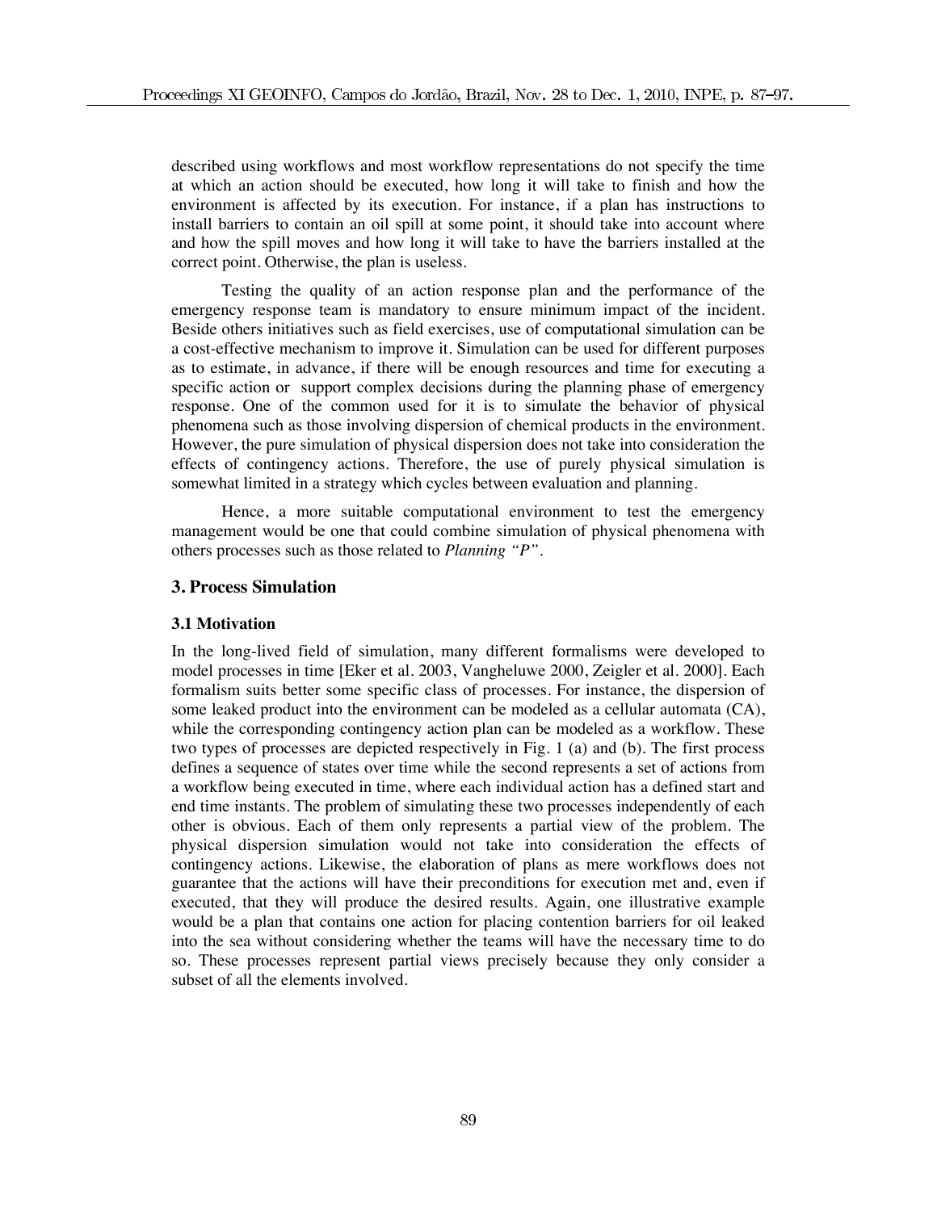described using workflows and most workflow representations do not specify the time at which an action should be executed, how long it will take to finish and how the environment is affected by its execution. For instance, if a plan has instructions to install barriers to contain an oil spill at some point, it should take into account where and how the spill moves and how long it will take to have the barriers installed at the correct point. Otherwise, the plan is useless.

Testing the quality of an action response plan and the performance of the emergency response team is mandatory to ensure minimum impact of the incident. Beside others initiatives such as field exercises, use of computational simulation can be a cost-effective mechanism to improve it. Simulation can be used for different purposes as to estimate, in advance, if there will be enough resources and time for executing a specific action or support complex decisions during the planning phase of emergency response. One of the common used for it is to simulate the behavior of physical phenomena such as those involving dispersion of chemical products in the environment. However, the pure simulation of physical dispersion does not take into consideration the effects of contingency actions. Therefore, the use of purely physical simulation is somewhat limited in a strategy which cycles between evaluation and planning.

Hence, a more suitable computational environment to test the emergency management would be one that could combine simulation of physical phenomena with others processes such as those related to *Planning "P"*.

## 3. Process Simulation

### 3.1 Motivation

In the long-lived field of simulation, many different formalisms were developed to model processes in time [Eker et al. 2003, Vangheluwe 2000, Zeigler et al. 2000]. Each formalism suits better some specific class of processes. For instance, the dispersion of some leaked product into the environment can be modeled as a cellular automata (CA), while the corresponding contingency action plan can be modeled as a workflow. These two types of processes are depicted respectively in Fig. 1 (a) and (b). The first process defines a sequence of states over time while the second represents a set of actions from a workflow being executed in time, where each individual action has a defined start and end time instants. The problem of simulating these two processes independently of each other is obvious. Each of them only represents a partial view of the problem. The physical dispersion simulation would not take into consideration the effects of contingency actions. Likewise, the elaboration of plans as mere workflows does not guarantee that the actions will have their preconditions for execution met and, even if executed, that they will produce the desired results. Again, one illustrative example would be a plan that contains one action for placing contention barriers for oil leaked into the sea without considering whether the teams will have the necessary time to do so. These processes represent partial views precisely because they only consider a subset of all the elements involved.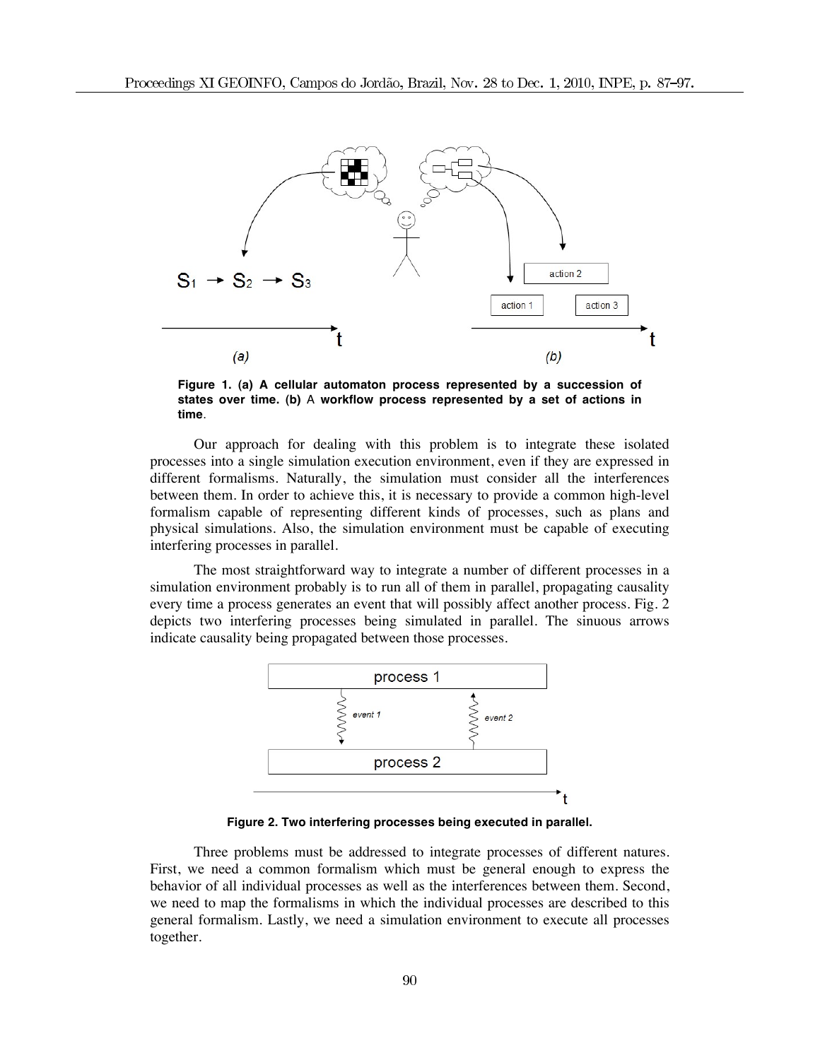**Figure 1. (a) A cellular automaton process represented by a succession of states over time. (b)** A **workflow process represented by a set of actions in time**.

Our approach for dealing with this problem is to integrate these isolated processes into a single simulation execution environment, even if they are expressed in different formalisms. Naturally, the simulation must consider all the interferences between them. In order to achieve this, it is necessary to provide a common high-level formalism capable of representing different kinds of processes, such as plans and physical simulations. Also, the simulation environment must be capable of executing interfering processes in parallel.

The most straightforward way to integrate a number of different processes in a simulation environment probably is to run all of them in parallel, propagating causality every time a process generates an event that will possibly affect another process. Fig. 2 depicts two interfering processes being simulated in parallel. The sinuous arrows indicate causality being propagated between those processes.

**Figure 2. Two interfering processes being executed in parallel.**

Three problems must be addressed to integrate processes of different natures. First, we need a common formalism which must be general enough to express the behavior of all individual processes as well as the interferences between them. Second, we need to map the formalisms in which the individual processes are described to this general formalism. Lastly, we need a simulation environment to execute all processes together.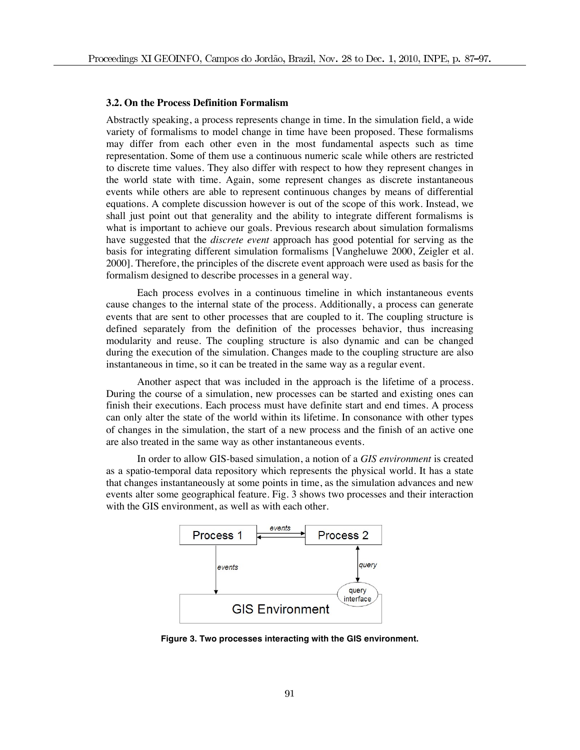### 3.2. On the Process Definition Formalism

Abstractly speaking, a process represents change in time. In the simulation field, a wide variety of formalisms to model change in time have been proposed. These formalisms may differ from each other even in the most fundamental aspects such as time representation. Some of them use a continuous numeric scale while others are restricted to discrete time values. They also differ with respect to how they represent changes in the world state with time. Again, some represent changes as discrete instantaneous events while others are able to represent continuous changes by means of differential equations. A complete discussion however is out of the scope of this work. Instead, we shall just point out that generality and the ability to integrate different formalisms is what is important to achieve our goals. Previous research about simulation formalisms have suggested that the *discrete event* approach has good potential for serving as the basis for integrating different simulation formalisms [Vangheluwe 2000, Zeigler et al. 2000]. Therefore, the principles of the discrete event approach were used as basis for the formalism designed to describe processes in a general way.

Each process evolves in a continuous timeline in which instantaneous events cause changes to the internal state of the process. Additionally, a process can generate events that are sent to other processes that are coupled to it. The coupling structure is defined separately from the definition of the processes behavior, thus increasing modularity and reuse. The coupling structure is also dynamic and can be changed during the execution of the simulation. Changes made to the coupling structure are also instantaneous in time, so it can be treated in the same way as a regular event.

Another aspect that was included in the approach is the lifetime of a process. During the course of a simulation, new processes can be started and existing ones can finish their executions. Each process must have definite start and end times. A process can only alter the state of the world within its lifetime. In consonance with other types of changes in the simulation, the start of a new process and the finish of an active one are also treated in the same way as other instantaneous events.

In order to allow GIS-based simulation, a notion of a *GIS environment* is created as a spatio-temporal data repository which represents the physical world. It has a state that changes instantaneously at some points in time, as the simulation advances and new events alter some geographical feature. Fig. 3 shows two processes and their interaction with the GIS environment, as well as with each other.

**Figure 3. Two processes interacting with the GIS environment.**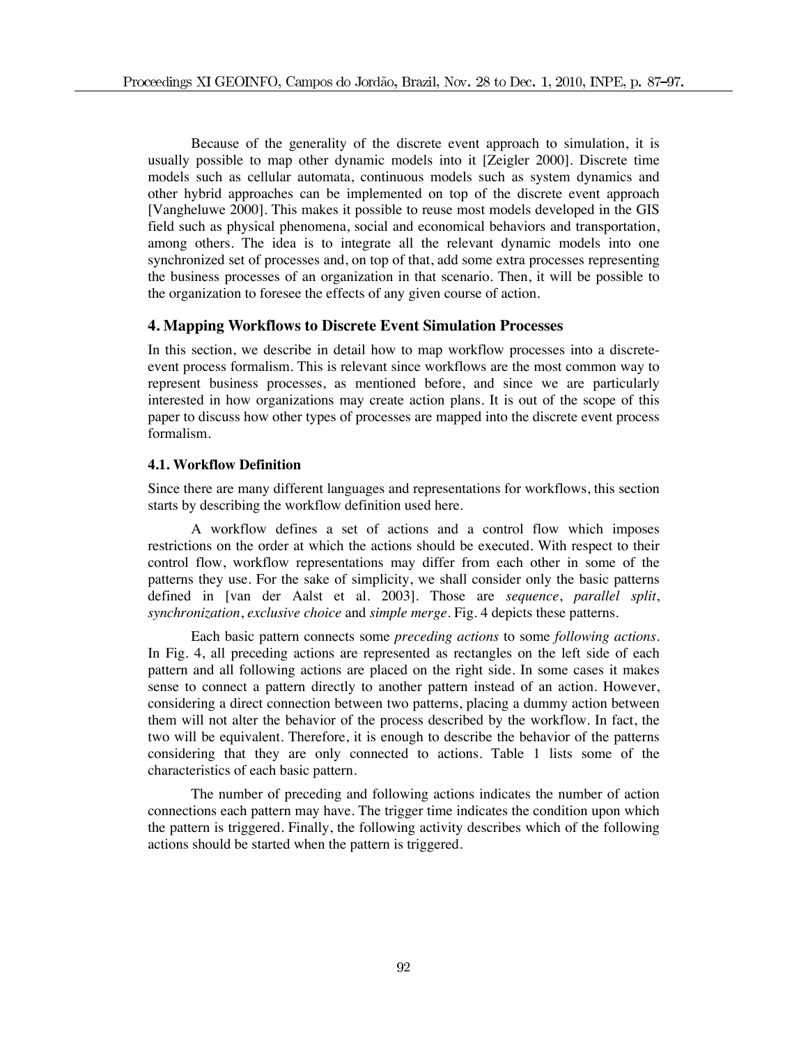Because of the generality of the discrete event approach to simulation, it is usually possible to map other dynamic models into it [Zeigler 2000]. Discrete time models such as cellular automata, continuous models such as system dynamics and other hybrid approaches can be implemented on top of the discrete event approach [Vangheluwe 2000]. This makes it possible to reuse most models developed in the GIS field such as physical phenomena, social and economical behaviors and transportation, among others. The idea is to integrate all the relevant dynamic models into one synchronized set of processes and, on top of that, add some extra processes representing the business processes of an organization in that scenario. Then, it will be possible to the organization to foresee the effects of any given course of action.

## 4. Mapping Workflows to Discrete Event Simulation Processes

In this section, we describe in detail how to map workflow processes into a discrete-event process formalism. This is relevant since workflows are the most common way to represent business processes, as mentioned before, and since we are particularly interested in how organizations may create action plans. It is out of the scope of this paper to discuss how other types of processes are mapped into the discrete event process formalism.

### 4.1. Workflow Definition

Since there are many different languages and representations for workflows, this section starts by describing the workflow definition used here.

A workflow defines a set of actions and a control flow which imposes restrictions on the order at which the actions should be executed. With respect to their control flow, workflow representations may differ from each other in some of the patterns they use. For the sake of simplicity, we shall consider only the basic patterns defined in [van der Aalst et al. 2003]. Those are *sequence*, *parallel split*, *synchronization*, *exclusive choice* and *simple merge*. Fig. 4 depicts these patterns.

Each basic pattern connects some *preceding actions* to some *following actions*. In Fig. 4, all preceding actions are represented as rectangles on the left side of each pattern and all following actions are placed on the right side. In some cases it makes sense to connect a pattern directly to another pattern instead of an action. However, considering a direct connection between two patterns, placing a dummy action between them will not alter the behavior of the process described by the workflow. In fact, the two will be equivalent. Therefore, it is enough to describe the behavior of the patterns considering that they are only connected to actions. Table 1 lists some of the characteristics of each basic pattern.

The number of preceding and following actions indicates the number of action connections each pattern may have. The trigger time indicates the condition upon which the pattern is triggered. Finally, the following activity describes which of the following actions should be started when the pattern is triggered.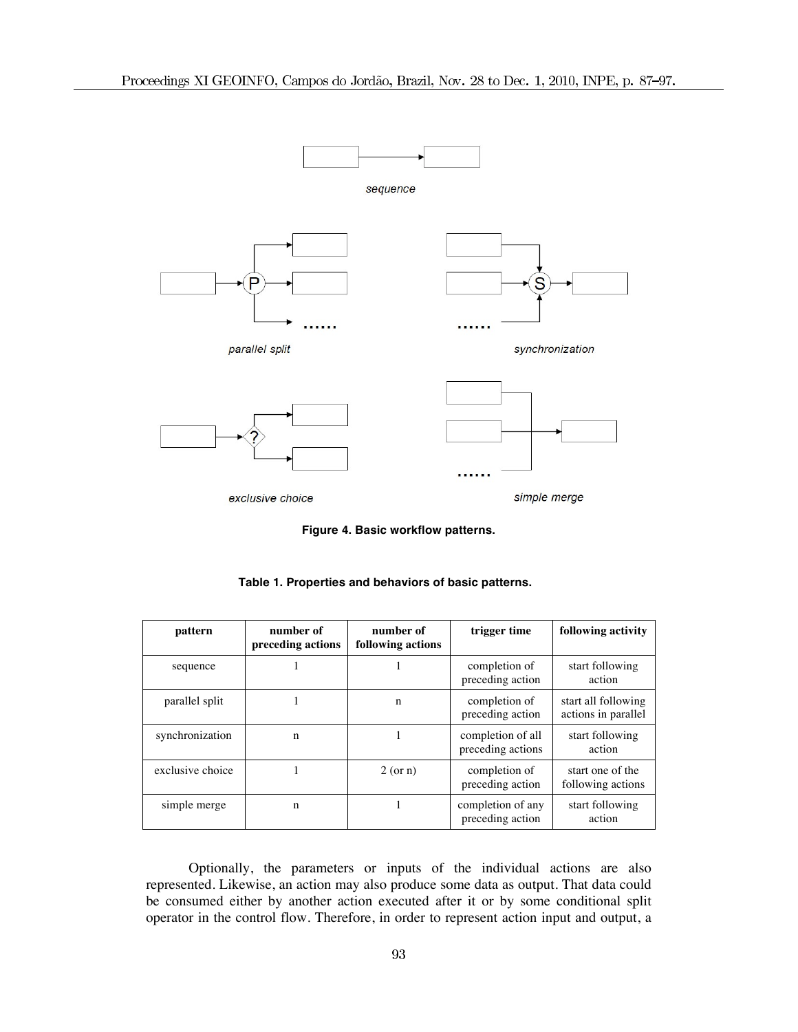**Figure 4. Basic workflow patterns.**

**Table 1. Properties and behaviors of basic patterns.**

| pattern | number of preceding actions | number of following actions | trigger time | following activity |
| --- | --- | --- | --- | --- |
| sequence | 1 | 1 | completion of preceding action | start following action |
| parallel split | 1 | n | completion of preceding action | start all following actions in parallel |
| synchronization | n | 1 | completion of all preceding actions | start following action |
| exclusive choice | 1 | 2 (or n) | completion of preceding action | start one of the following actions |
| simple merge | n | 1 | completion of any preceding action | start following action |

Optionally, the parameters or inputs of the individual actions are also represented. Likewise, an action may also produce some data as output. That data could be consumed either by another action executed after it or by some conditional split operator in the control flow. Therefore, in order to represent action input and output, a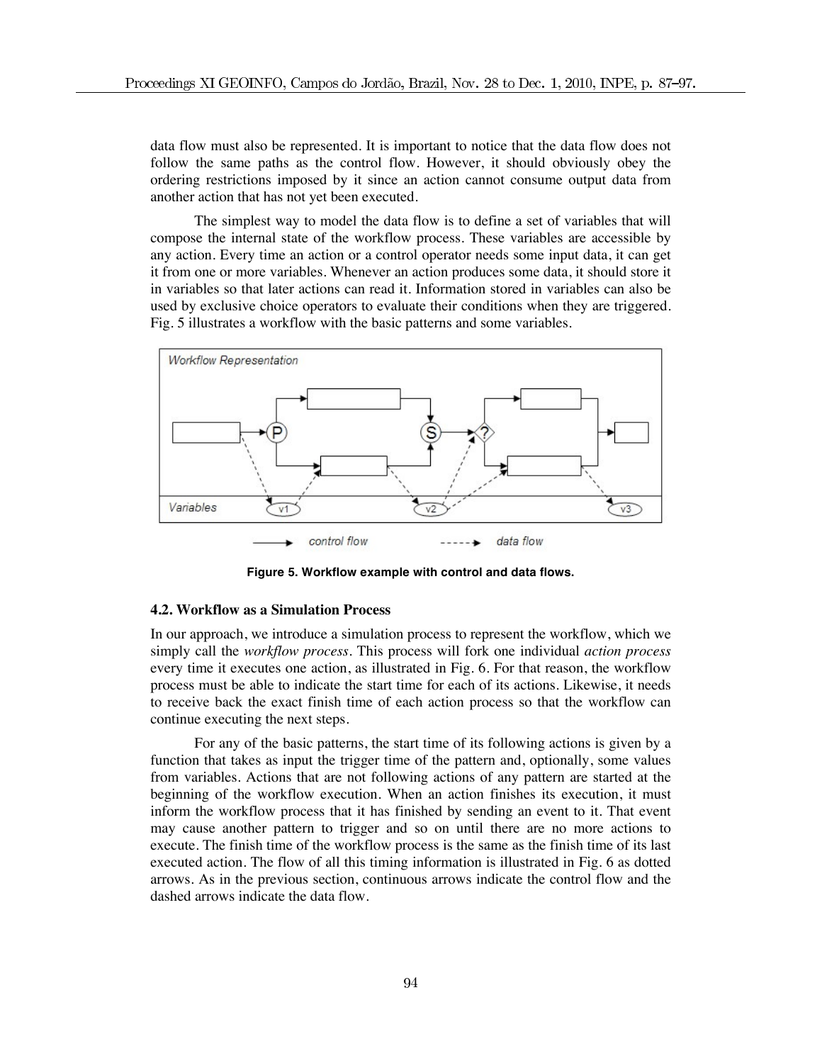data flow must also be represented. It is important to notice that the data flow does not follow the same paths as the control flow. However, it should obviously obey the ordering restrictions imposed by it since an action cannot consume output data from another action that has not yet been executed.

The simplest way to model the data flow is to define a set of variables that will compose the internal state of the workflow process. These variables are accessible by any action. Every time an action or a control operator needs some input data, it can get it from one or more variables. Whenever an action produces some data, it should store it in variables so that later actions can read it. Information stored in variables can also be used by exclusive choice operators to evaluate their conditions when they are triggered. Fig. 5 illustrates a workflow with the basic patterns and some variables.

**Figure 5. Workflow example with control and data flows.**

### 4.2. Workflow as a Simulation Process

In our approach, we introduce a simulation process to represent the workflow, which we simply call the *workflow process*. This process will fork one individual *action process* every time it executes one action, as illustrated in Fig. 6. For that reason, the workflow process must be able to indicate the start time for each of its actions. Likewise, it needs to receive back the exact finish time of each action process so that the workflow can continue executing the next steps.

For any of the basic patterns, the start time of its following actions is given by a function that takes as input the trigger time of the pattern and, optionally, some values from variables. Actions that are not following actions of any pattern are started at the beginning of the workflow execution. When an action finishes its execution, it must inform the workflow process that it has finished by sending an event to it. That event may cause another pattern to trigger and so on until there are no more actions to execute. The finish time of the workflow process is the same as the finish time of its last executed action. The flow of all this timing information is illustrated in Fig. 6 as dotted arrows. As in the previous section, continuous arrows indicate the control flow and the dashed arrows indicate the data flow.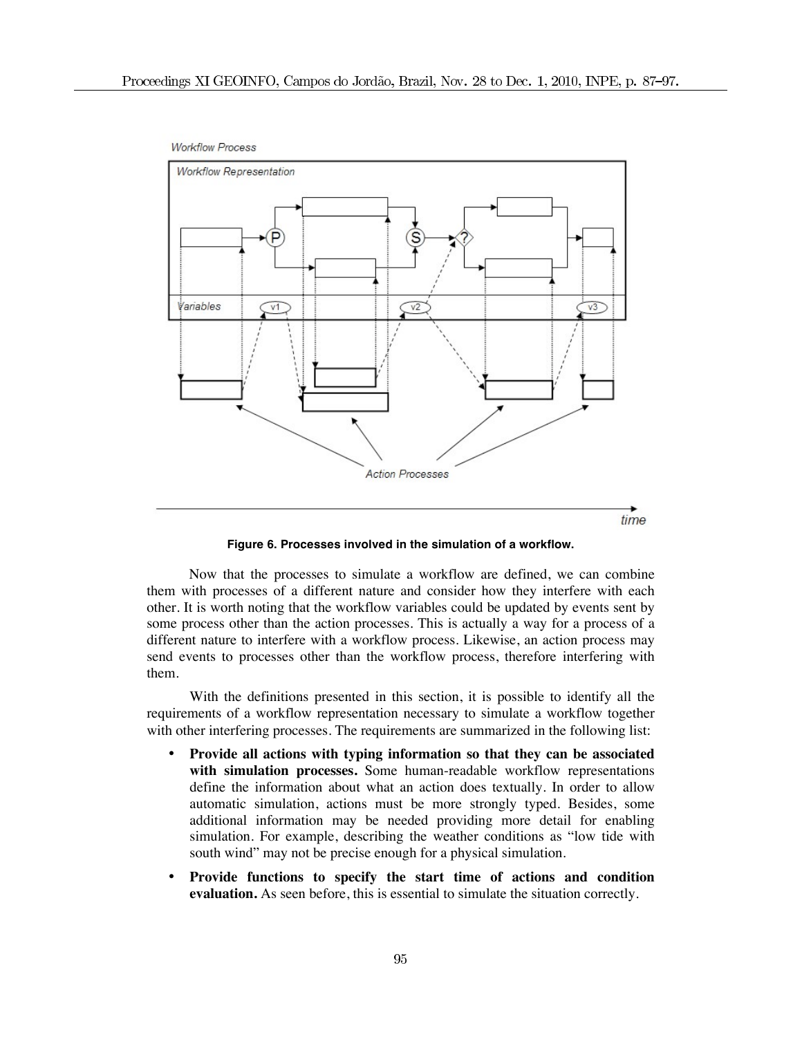Figure 6. Processes involved in the simulation of a workflow.

Now that the processes to simulate a workflow are defined, we can combine them with processes of a different nature and consider how they interfere with each other. It is worth noting that the workflow variables could be updated by events sent by some process other than the action processes. This is actually a way for a process of a different nature to interfere with a workflow process. Likewise, an action process may send events to processes other than the workflow process, therefore interfering with them.

With the definitions presented in this section, it is possible to identify all the requirements of a workflow representation necessary to simulate a workflow together with other interfering processes. The requirements are summarized in the following list:

- **Provide all actions with typing information so that they can be associated with simulation processes.** Some human-readable workflow representations define the information about what an action does textually. In order to allow automatic simulation, actions must be more strongly typed. Besides, some additional information may be needed providing more detail for enabling simulation. For example, describing the weather conditions as "low tide with south wind" may not be precise enough for a physical simulation.
- **Provide functions to specify the start time of actions and condition evaluation.** As seen before, this is essential to simulate the situation correctly.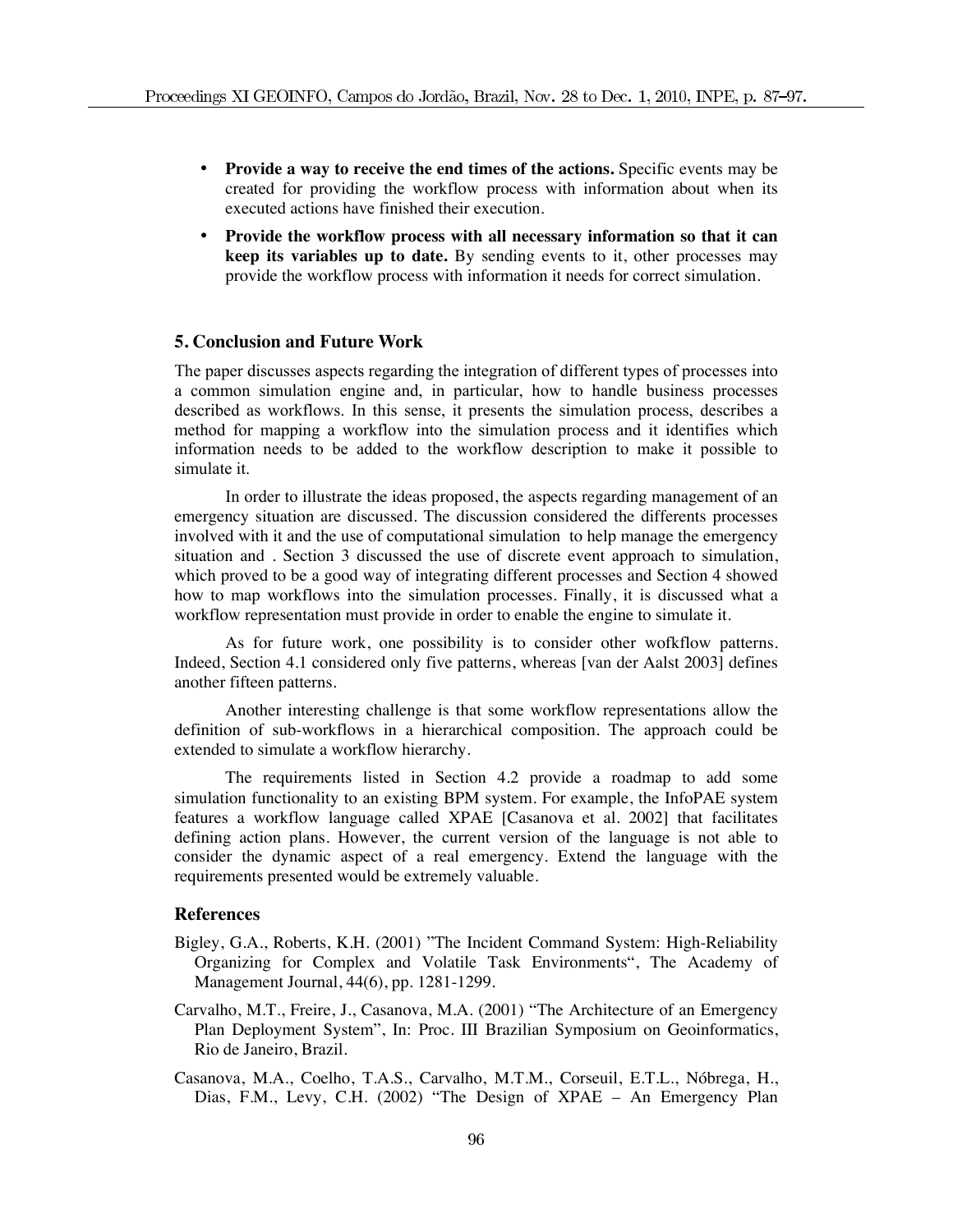- **Provide a way to receive the end times of the actions.** Specific events may be created for providing the workflow process with information about when its executed actions have finished their execution.
- **Provide the workflow process with all necessary information so that it can keep its variables up to date.** By sending events to it, other processes may provide the workflow process with information it needs for correct simulation.

## 5. Conclusion and Future Work

The paper discusses aspects regarding the integration of different types of processes into a common simulation engine and, in particular, how to handle business processes described as workflows. In this sense, it presents the simulation process, describes a method for mapping a workflow into the simulation process and it identifies which information needs to be added to the workflow description to make it possible to simulate it.

In order to illustrate the ideas proposed, the aspects regarding management of an emergency situation are discussed. The discussion considered the differents processes involved with it and the use of computational simulation to help manage the emergency situation and . Section 3 discussed the use of discrete event approach to simulation, which proved to be a good way of integrating different processes and Section 4 showed how to map workflows into the simulation processes. Finally, it is discussed what a workflow representation must provide in order to enable the engine to simulate it.

As for future work, one possibility is to consider other wofkflow patterns. Indeed, Section 4.1 considered only five patterns, whereas [van der Aalst 2003] defines another fifteen patterns.

Another interesting challenge is that some workflow representations allow the definition of sub-workflows in a hierarchical composition. The approach could be extended to simulate a workflow hierarchy.

The requirements listed in Section 4.2 provide a roadmap to add some simulation functionality to an existing BPM system. For example, the InfoPAE system features a workflow language called XPAE [Casanova et al. 2002] that facilitates defining action plans. However, the current version of the language is not able to consider the dynamic aspect of a real emergency. Extend the language with the requirements presented would be extremely valuable.

## References

Bigley, G.A., Roberts, K.H. (2001) "The Incident Command System: High-Reliability Organizing for Complex and Volatile Task Environments", The Academy of Management Journal, 44(6), pp. 1281-1299.

Carvalho, M.T., Freire, J., Casanova, M.A. (2001) "The Architecture of an Emergency Plan Deployment System", In: Proc. III Brazilian Symposium on Geoinformatics, Rio de Janeiro, Brazil.

Casanova, M.A., Coelho, T.A.S., Carvalho, M.T.M., Corseuil, E.T.L., Nóbrega, H., Dias, F.M., Levy, C.H. (2002) "The Design of XPAE – An Emergency Plan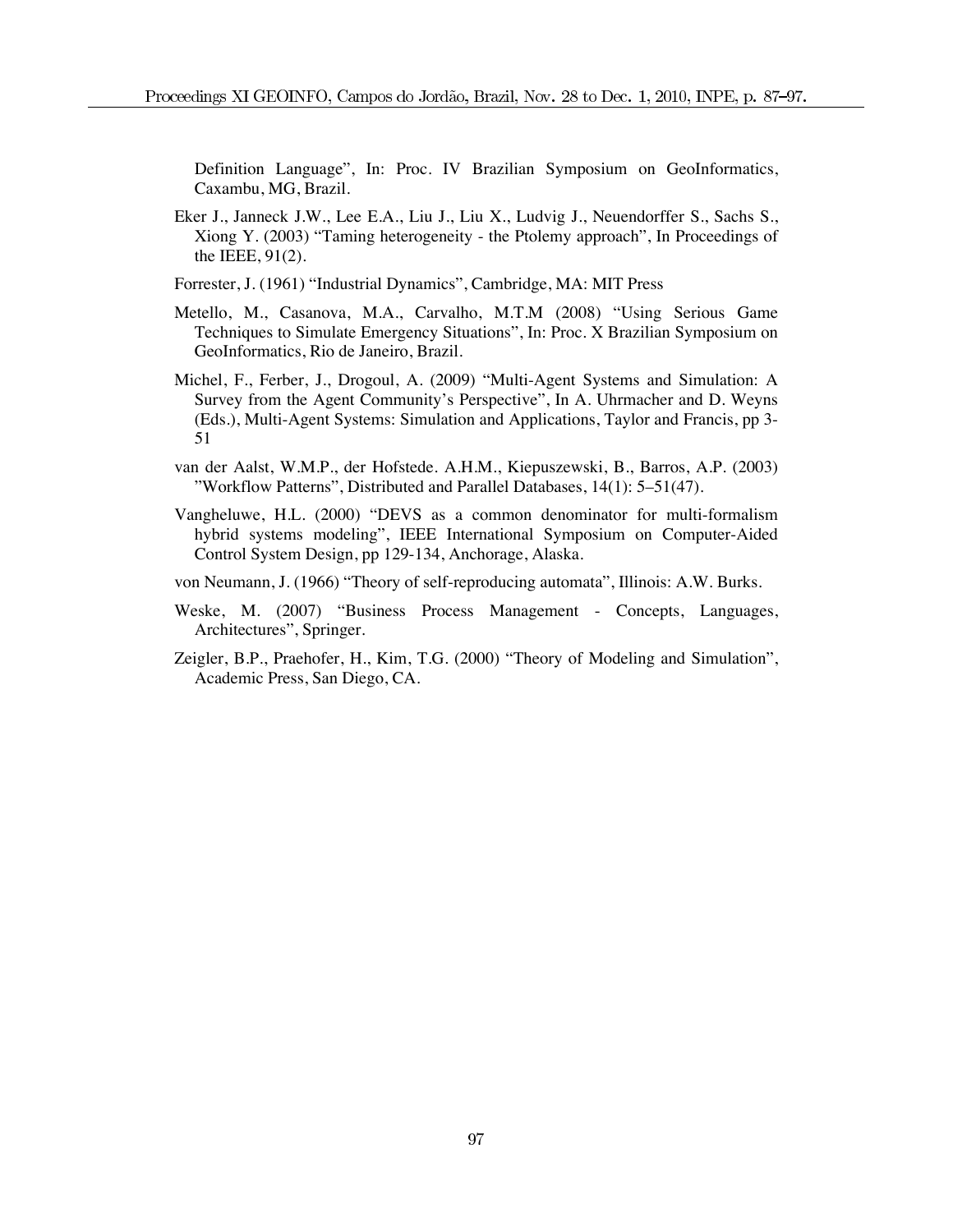Definition Language", In: Proc. IV Brazilian Symposium on GeoInformatics, Caxambu, MG, Brazil.

Eker J., Janneck J.W., Lee E.A., Liu J., Liu X., Ludvig J., Neuendorffer S., Sachs S., Xiong Y. (2003) "Taming heterogeneity - the Ptolemy approach", In Proceedings of the IEEE, 91(2).

Forrester, J. (1961) "Industrial Dynamics", Cambridge, MA: MIT Press

Metello, M., Casanova, M.A., Carvalho, M.T.M (2008) "Using Serious Game Techniques to Simulate Emergency Situations", In: Proc. X Brazilian Symposium on GeoInformatics, Rio de Janeiro, Brazil.

Michel, F., Ferber, J., Drogoul, A. (2009) "Multi-Agent Systems and Simulation: A Survey from the Agent Community's Perspective", In A. Uhrmacher and D. Weyns (Eds.), Multi-Agent Systems: Simulation and Applications, Taylor and Francis, pp 3-51

van der Aalst, W.M.P., der Hofstede. A.H.M., Kiepuszewski, B., Barros, A.P. (2003) "Workflow Patterns", Distributed and Parallel Databases, 14(1): 5–51(47).

Vangheluwe, H.L. (2000) "DEVS as a common denominator for multi-formalism hybrid systems modeling", IEEE International Symposium on Computer-Aided Control System Design, pp 129-134, Anchorage, Alaska.

von Neumann, J. (1966) "Theory of self-reproducing automata", Illinois: A.W. Burks.

Weske, M. (2007) "Business Process Management - Concepts, Languages, Architectures", Springer.

Zeigler, B.P., Praehofer, H., Kim, T.G. (2000) "Theory of Modeling and Simulation", Academic Press, San Diego, CA.